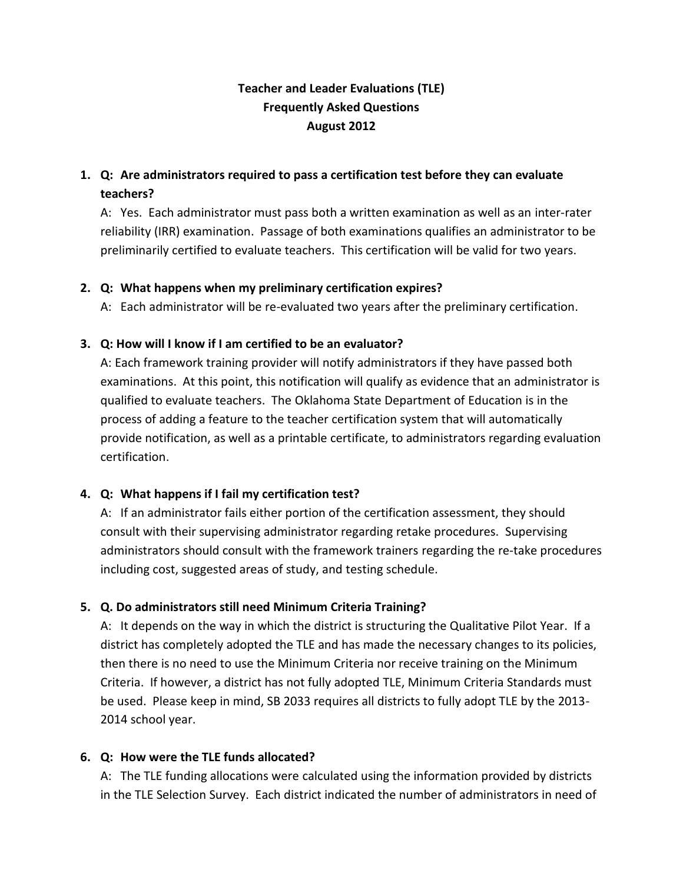# Teacher and Leader Evaluations (TLE)
## Frequently Asked Questions
### August 2012

1. **Q: Are administrators required to pass a certification test before they can evaluate teachers?**

   A: Yes. Each administrator must pass both a written examination as well as an inter-rater reliability (IRR) examination. Passage of both examinations qualifies an administrator to be preliminarily certified to evaluate teachers. This certification will be valid for two years.

2. **Q: What happens when my preliminary certification expires?**

   A: Each administrator will be re-evaluated two years after the preliminary certification.

3. **Q: How will I know if I am certified to be an evaluator?**

   A: Each framework training provider will notify administrators if they have passed both examinations. At this point, this notification will qualify as evidence that an administrator is qualified to evaluate teachers. The Oklahoma State Department of Education is in the process of adding a feature to the teacher certification system that will automatically provide notification, as well as a printable certificate, to administrators regarding evaluation certification.

4. **Q: What happens if I fail my certification test?**

   A: If an administrator fails either portion of the certification assessment, they should consult with their supervising administrator regarding retake procedures. Supervising administrators should consult with the framework trainers regarding the re-take procedures including cost, suggested areas of study, and testing schedule.

5. **Q. Do administrators still need Minimum Criteria Training?**

   A: It depends on the way in which the district is structuring the Qualitative Pilot Year. If a district has completely adopted the TLE and has made the necessary changes to its policies, then there is no need to use the Minimum Criteria nor receive training on the Minimum Criteria. If however, a district has not fully adopted TLE, Minimum Criteria Standards must be used. Please keep in mind, SB 2033 requires all districts to fully adopt TLE by the 2013-2014 school year.

6. **Q: How were the TLE funds allocated?**

   A: The TLE funding allocations were calculated using the information provided by districts in the TLE Selection Survey. Each district indicated the number of administrators in need of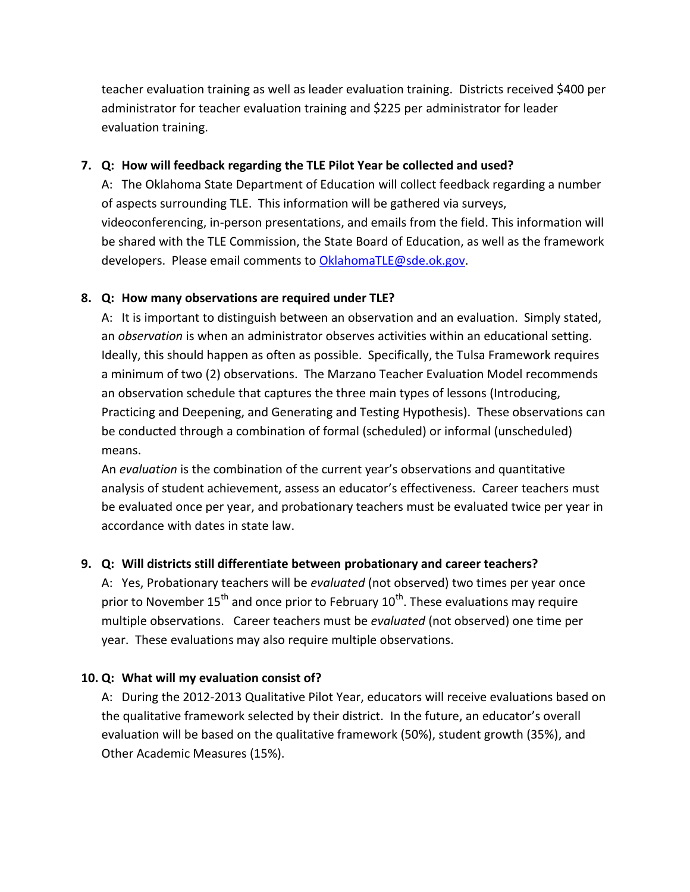teacher evaluation training as well as leader evaluation training. Districts received $400 per administrator for teacher evaluation training and $225 per administrator for leader evaluation training.

7. **Q: How will feedback regarding the TLE Pilot Year be collected and used?**

   A: The Oklahoma State Department of Education will collect feedback regarding a number of aspects surrounding TLE. This information will be gathered via surveys, videoconferencing, in-person presentations, and emails from the field. This information will be shared with the TLE Commission, the State Board of Education, as well as the framework developers. Please email comments to [OklahomaTLE@sde.ok.gov](mailto:OklahomaTLE@sde.ok.gov).

8. **Q: How many observations are required under TLE?**

   A: It is important to distinguish between an observation and an evaluation. Simply stated, an *observation* is when an administrator observes activities within an educational setting. Ideally, this should happen as often as possible. Specifically, the Tulsa Framework requires a minimum of two (2) observations. The Marzano Teacher Evaluation Model recommends an observation schedule that captures the three main types of lessons (Introducing, Practicing and Deepening, and Generating and Testing Hypothesis). These observations can be conducted through a combination of formal (scheduled) or informal (unscheduled) means.

   An *evaluation* is the combination of the current year's observations and quantitative analysis of student achievement, assess an educator's effectiveness. Career teachers must be evaluated once per year, and probationary teachers must be evaluated twice per year in accordance with dates in state law.

9. **Q: Will districts still differentiate between probationary and career teachers?**

   A: Yes, Probationary teachers will be *evaluated* (not observed) two times per year once prior to November 15th and once prior to February 10th. These evaluations may require multiple observations. Career teachers must be *evaluated* (not observed) one time per year. These evaluations may also require multiple observations.

10. **Q: What will my evaluation consist of?**

    A: During the 2012-2013 Qualitative Pilot Year, educators will receive evaluations based on the qualitative framework selected by their district. In the future, an educator's overall evaluation will be based on the qualitative framework (50%), student growth (35%), and Other Academic Measures (15%).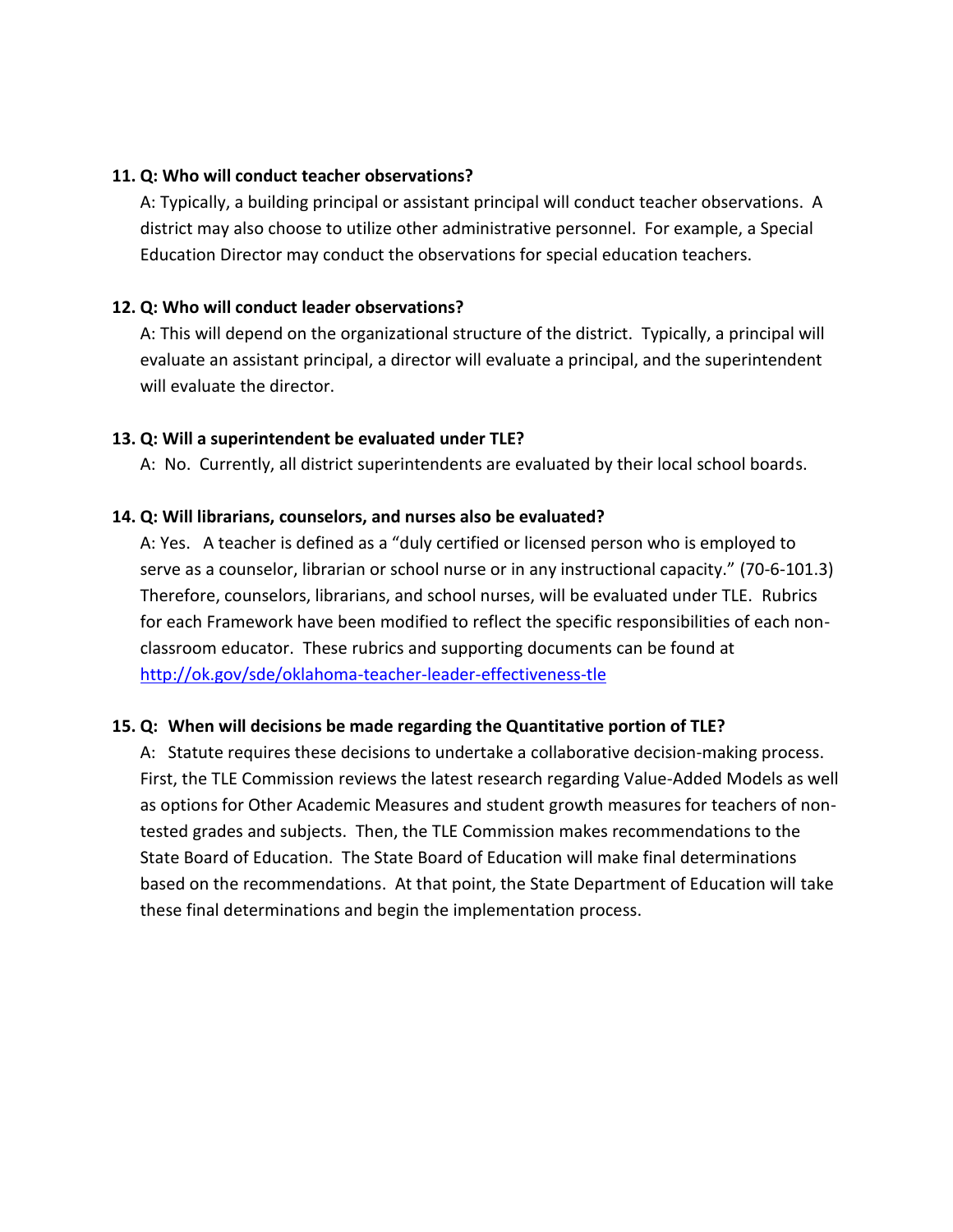**11. Q: Who will conduct teacher observations?**

A: Typically, a building principal or assistant principal will conduct teacher observations. A district may also choose to utilize other administrative personnel. For example, a Special Education Director may conduct the observations for special education teachers.

**12. Q: Who will conduct leader observations?**

A: This will depend on the organizational structure of the district. Typically, a principal will evaluate an assistant principal, a director will evaluate a principal, and the superintendent will evaluate the director.

**13. Q: Will a superintendent be evaluated under TLE?**

A: No. Currently, all district superintendents are evaluated by their local school boards.

**14. Q: Will librarians, counselors, and nurses also be evaluated?**

A: Yes. A teacher is defined as a "duly certified or licensed person who is employed to serve as a counselor, librarian or school nurse or in any instructional capacity." (70-6-101.3) Therefore, counselors, librarians, and school nurses, will be evaluated under TLE. Rubrics for each Framework have been modified to reflect the specific responsibilities of each non-classroom educator. These rubrics and supporting documents can be found at http://ok.gov/sde/oklahoma-teacher-leader-effectiveness-tle

**15. Q: When will decisions be made regarding the Quantitative portion of TLE?**

A: Statute requires these decisions to undertake a collaborative decision-making process. First, the TLE Commission reviews the latest research regarding Value-Added Models as well as options for Other Academic Measures and student growth measures for teachers of non-tested grades and subjects. Then, the TLE Commission makes recommendations to the State Board of Education. The State Board of Education will make final determinations based on the recommendations. At that point, the State Department of Education will take these final determinations and begin the implementation process.